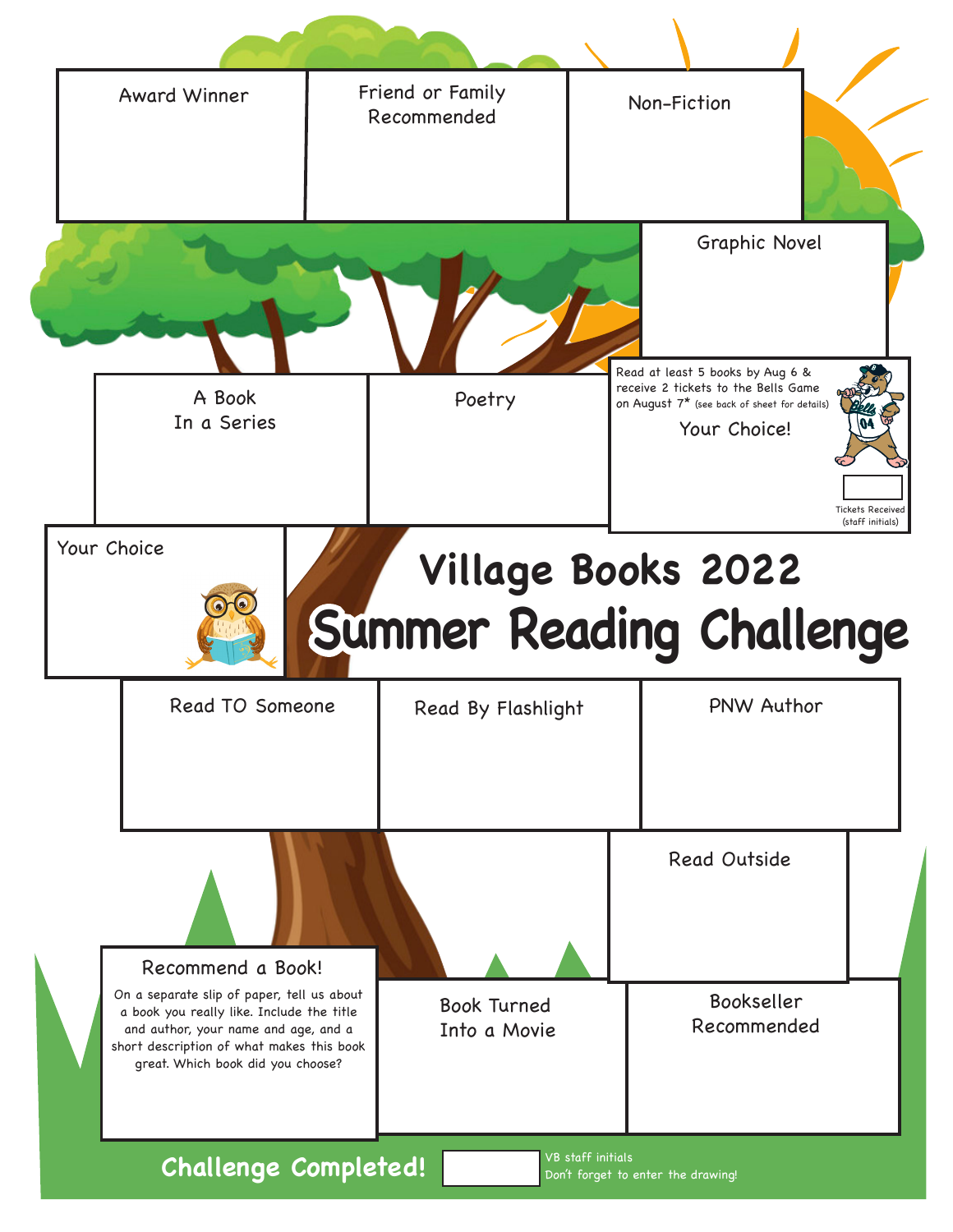# Village Books 2022

## Summer Reading Challenge

- Award Winner
- Friend or Family Recommended
- Non-Fiction
- Graphic Novel
- A Book In a Series
- Poetry
- Read at least 5 books by Aug 6 & receive 2 tickets to the Bells Game on August 7* (see back of sheet for details)

  Your Choice!

  Tickets Received (staff initials)
- Your Choice
- Read TO Someone
- Read By Flashlight
- PNW Author
- Read Outside
- Recommend a Book!

  On a separate slip of paper, tell us about a book you really like. Include the title and author, your name and age, and a short description of what makes this book great. Which book did you choose?
- Book Turned Into a Movie
- Bookseller Recommended

**Challenge Completed!**

VB staff initials

Don't forget to enter the drawing!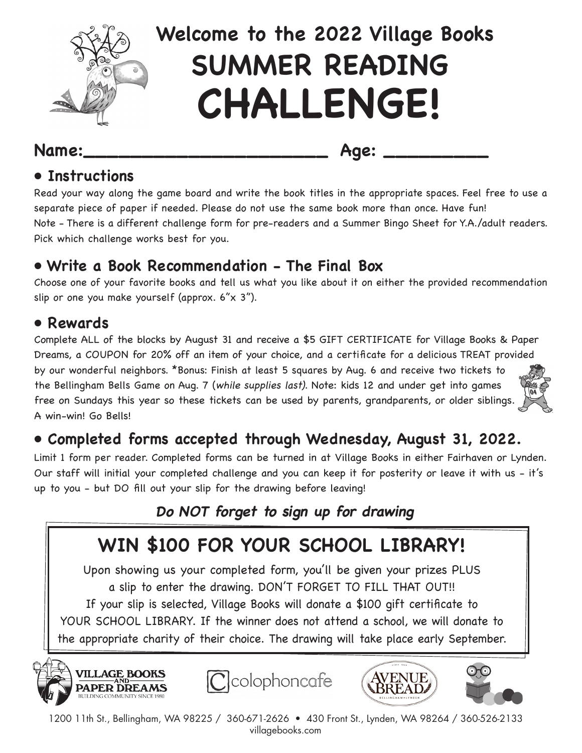# Welcome to the 2022 Village Books SUMMER READING CHALLENGE!

**Name:**_________________________ **Age:** __________

## • Instructions

Read your way along the game board and write the book titles in the appropriate spaces. Feel free to use a separate piece of paper if needed. Please do not use the same book more than once. Have fun!
Note - There is a different challenge form for pre-readers and a Summer Bingo Sheet for Y.A./adult readers. Pick which challenge works best for you.

## • Write a Book Recommendation - The Final Box

Choose one of your favorite books and tell us what you like about it on either the provided recommendation slip or one you make yourself (approx. 6"x 3").

## • Rewards

Complete ALL of the blocks by August 31 and receive a $5 GIFT CERTIFICATE for Village Books & Paper Dreams, a COUPON for 20% off an item of your choice, and a certificate for a delicious TREAT provided by our wonderful neighbors. *Bonus: Finish at least 5 squares by Aug. 6 and receive two tickets to the Bellingham Bells Game on Aug. 7 (*while supplies last*). Note: kids 12 and under get into games free on Sundays this year so these tickets can be used by parents, grandparents, or older siblings. A win-win! Go Bells!

## • Completed forms accepted through Wednesday, August 31, 2022.

Limit 1 form per reader. Completed forms can be turned in at Village Books in either Fairhaven or Lynden. Our staff will initial your completed challenge and you can keep it for posterity or leave it with us - it's up to you - but DO fill out your slip for the drawing before leaving!

***Do NOT forget to sign up for drawing***

## WIN $100 FOR YOUR SCHOOL LIBRARY!

Upon showing us your completed form, you'll be given your prizes PLUS a slip to enter the drawing. DON'T FORGET TO FILL THAT OUT!! If your slip is selected, Village Books will donate a $100 gift certificate to YOUR SCHOOL LIBRARY. If the winner does not attend a school, we will donate to the appropriate charity of their choice. The drawing will take place early September.

VILLAGE BOOKS AND PAPER DREAMS
BUILDING COMMUNITY SINCE 1980

colophoncafe

AVENUE BREAD
BELLINGHAM • LYNDEN

1200 11th St., Bellingham, WA 98225 / 360-671-2626 • 430 Front St., Lynden, WA 98264 / 360-526-2133
villagebooks.com